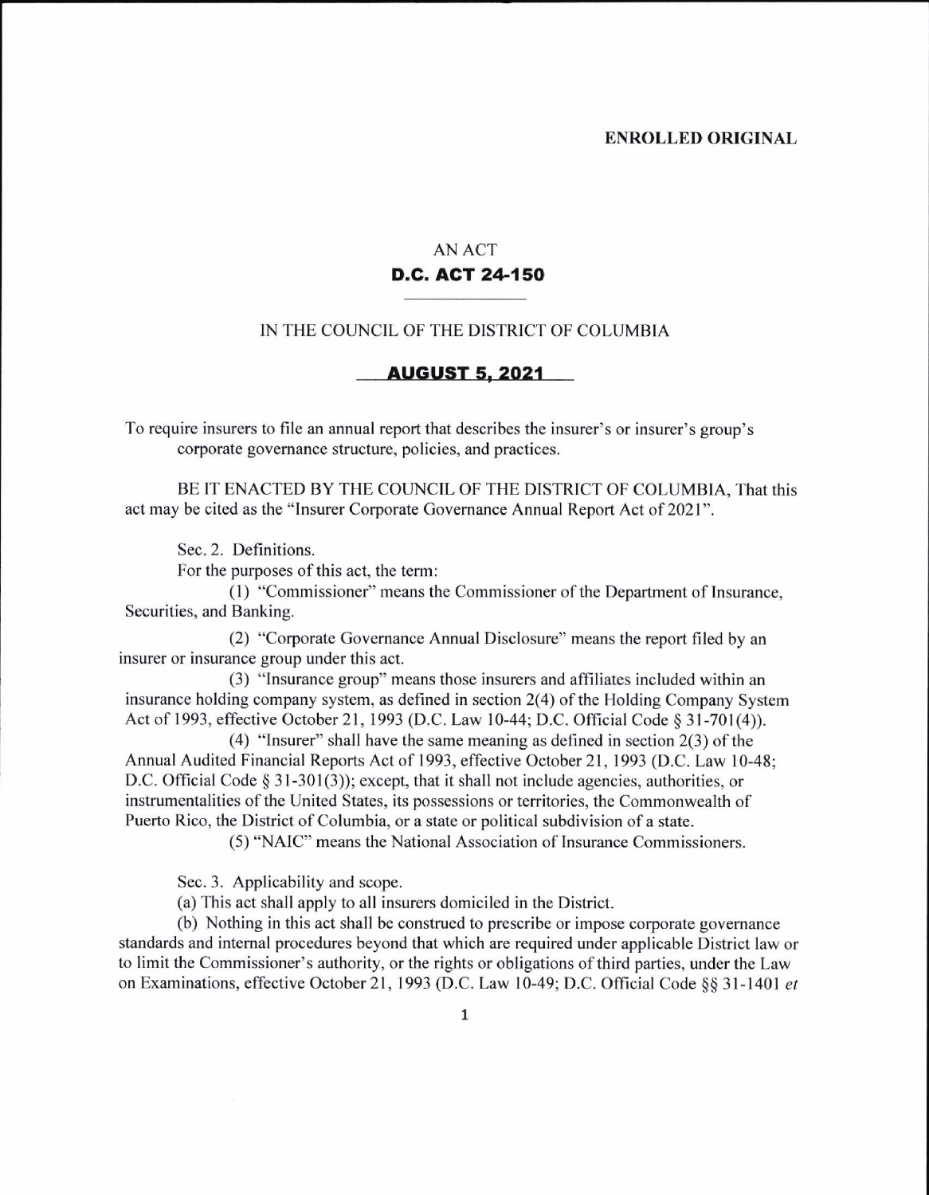**ENROLLED ORIGINAL**

AN ACT

**D.C. ACT 24-150**

IN THE COUNCIL OF THE DISTRICT OF COLUMBIA

**AUGUST 5, 2021**

To require insurers to file an annual report that describes the insurer's or insurer's group's corporate governance structure, policies, and practices.

BE IT ENACTED BY THE COUNCIL OF THE DISTRICT OF COLUMBIA, That this act may be cited as the "Insurer Corporate Governance Annual Report Act of 2021".

Sec. 2. Definitions.

For the purposes of this act, the term:

(1) "Commissioner" means the Commissioner of the Department of Insurance, Securities, and Banking.

(2) "Corporate Governance Annual Disclosure" means the report filed by an insurer or insurance group under this act.

(3) "Insurance group" means those insurers and affiliates included within an insurance holding company system, as defined in section 2(4) of the Holding Company System Act of 1993, effective October 21, 1993 (D.C. Law 10-44; D.C. Official Code § 31-701(4)).

(4) "Insurer" shall have the same meaning as defined in section 2(3) of the Annual Audited Financial Reports Act of 1993, effective October 21, 1993 (D.C. Law 10-48; D.C. Official Code § 31-301(3)); except, that it shall not include agencies, authorities, or instrumentalities of the United States, its possessions or territories, the Commonwealth of Puerto Rico, the District of Columbia, or a state or political subdivision of a state.

(5) "NAIC" means the National Association of Insurance Commissioners.

Sec. 3. Applicability and scope.

(a) This act shall apply to all insurers domiciled in the District.

(b) Nothing in this act shall be construed to prescribe or impose corporate governance standards and internal procedures beyond that which are required under applicable District law or to limit the Commissioner's authority, or the rights or obligations of third parties, under the Law on Examinations, effective October 21, 1993 (D.C. Law 10-49; D.C. Official Code §§ 31-1401 *et*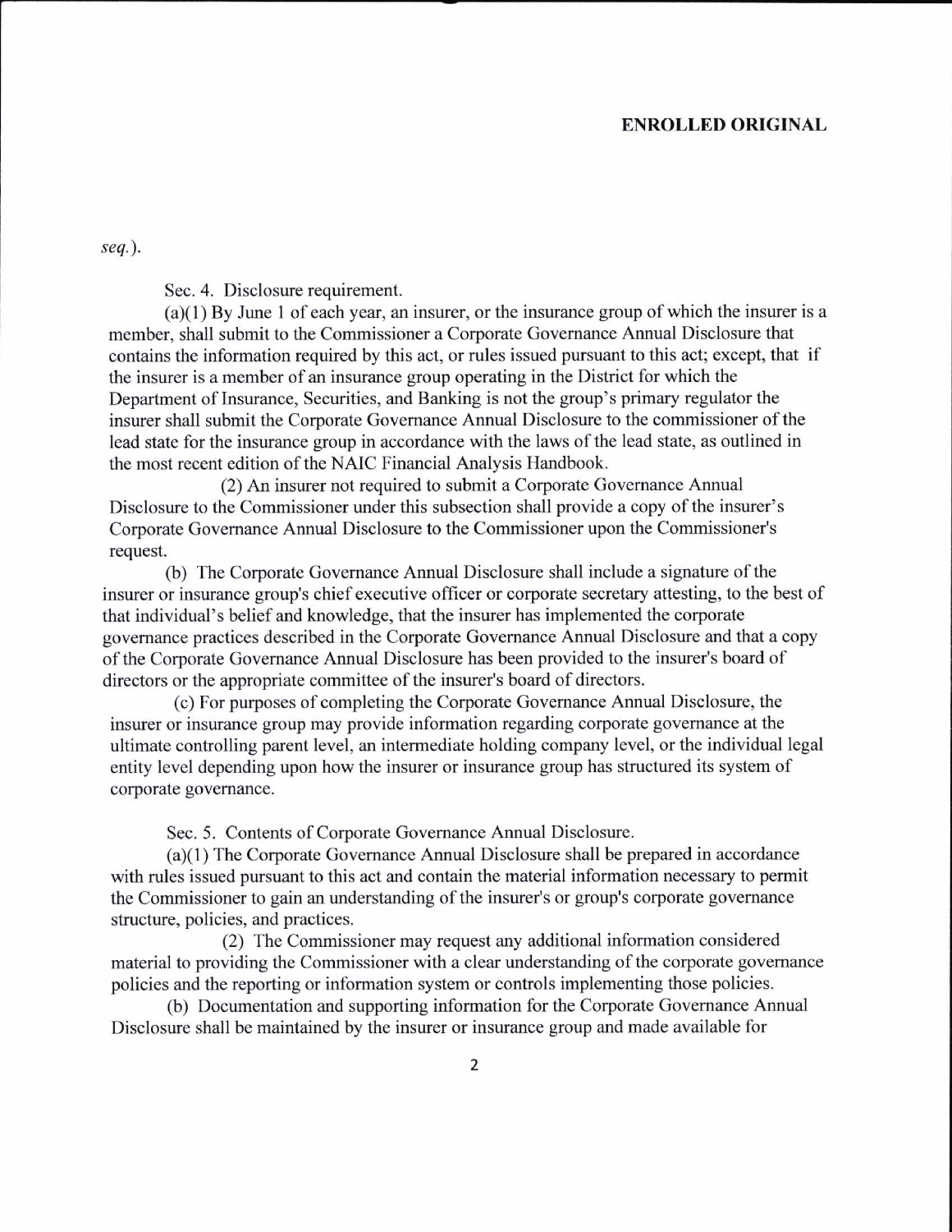*seq.*).

Sec. 4. Disclosure requirement.

(a)(1) By June 1 of each year, an insurer, or the insurance group of which the insurer is a member, shall submit to the Commissioner a Corporate Governance Annual Disclosure that contains the information required by this act, or rules issued pursuant to this act; except, that if the insurer is a member of an insurance group operating in the District for which the Department of Insurance, Securities, and Banking is not the group's primary regulator the insurer shall submit the Corporate Governance Annual Disclosure to the commissioner of the lead state for the insurance group in accordance with the laws of the lead state, as outlined in the most recent edition of the NAIC Financial Analysis Handbook.

(2) An insurer not required to submit a Corporate Governance Annual Disclosure to the Commissioner under this subsection shall provide a copy of the insurer's Corporate Governance Annual Disclosure to the Commissioner upon the Commissioner's request.

(b) The Corporate Governance Annual Disclosure shall include a signature of the insurer or insurance group's chief executive officer or corporate secretary attesting, to the best of that individual's belief and knowledge, that the insurer has implemented the corporate governance practices described in the Corporate Governance Annual Disclosure and that a copy of the Corporate Governance Annual Disclosure has been provided to the insurer's board of directors or the appropriate committee of the insurer's board of directors.

(c) For purposes of completing the Corporate Governance Annual Disclosure, the insurer or insurance group may provide information regarding corporate governance at the ultimate controlling parent level, an intermediate holding company level, or the individual legal entity level depending upon how the insurer or insurance group has structured its system of corporate governance.

Sec. 5. Contents of Corporate Governance Annual Disclosure.

(a)(1) The Corporate Governance Annual Disclosure shall be prepared in accordance with rules issued pursuant to this act and contain the material information necessary to permit the Commissioner to gain an understanding of the insurer's or group's corporate governance structure, policies, and practices.

(2) The Commissioner may request any additional information considered material to providing the Commissioner with a clear understanding of the corporate governance policies and the reporting or information system or controls implementing those policies.

(b) Documentation and supporting information for the Corporate Governance Annual Disclosure shall be maintained by the insurer or insurance group and made available for